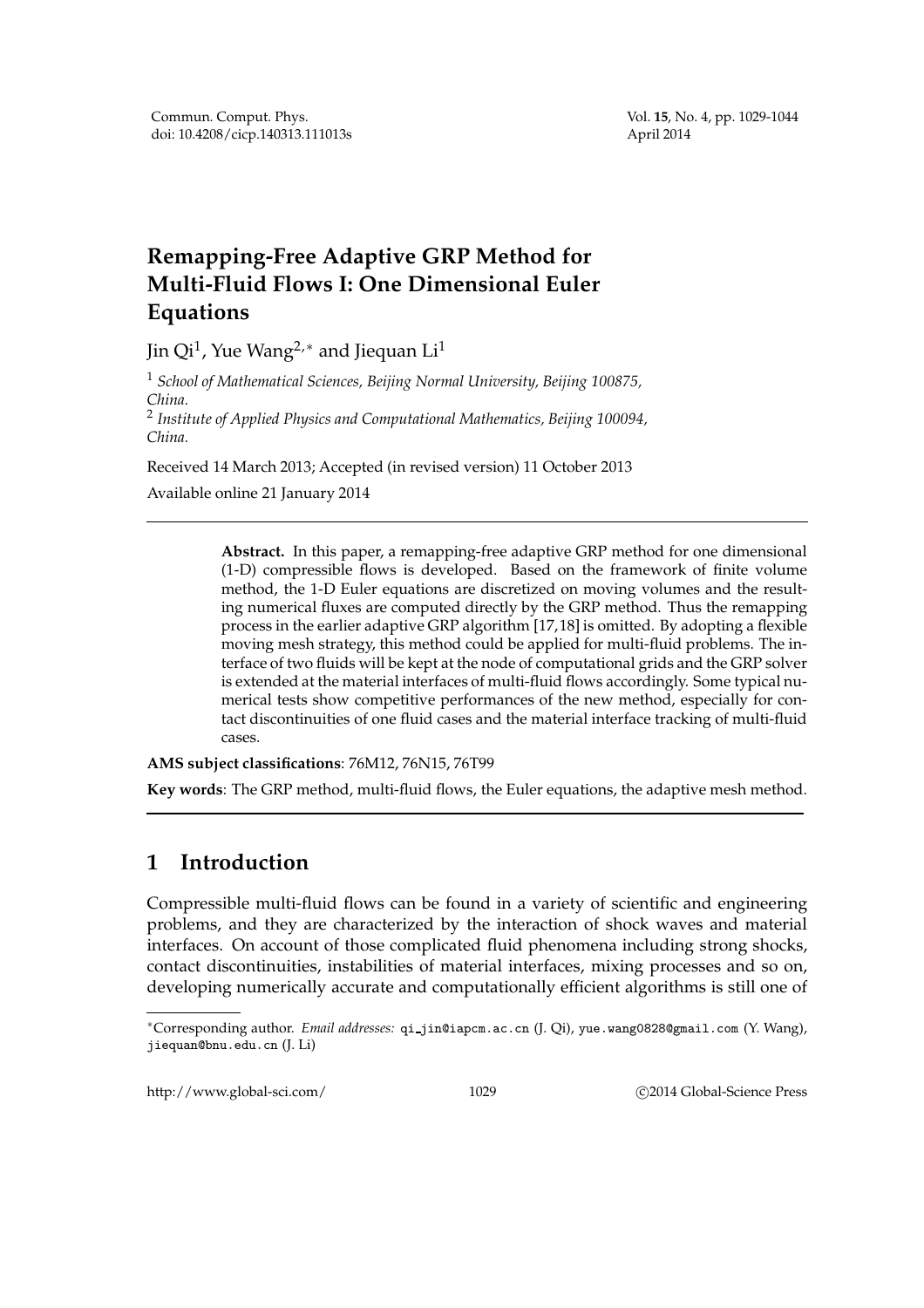# Remapping-Free Adaptive GRP Method for Multi-Fluid Flows I: One Dimensional Euler Equations

Jin Qi[1], Yue Wang[2,*] and Jiequan Li[1]

[1] *School of Mathematical Sciences, Beijing Normal University, Beijing 100875, China.*
[2] *Institute of Applied Physics and Computational Mathematics, Beijing 100094, China.*

Received 14 March 2013; Accepted (in revised version) 11 October 2013

Available online 21 January 2014

---

**Abstract.** In this paper, a remapping-free adaptive GRP method for one dimensional (1-D) compressible flows is developed. Based on the framework of finite volume method, the 1-D Euler equations are discretized on moving volumes and the resulting numerical fluxes are computed directly by the GRP method. Thus the remapping process in the earlier adaptive GRP algorithm [17,18] is omitted. By adopting a flexible moving mesh strategy, this method could be applied for multi-fluid problems. The interface of two fluids will be kept at the node of computational grids and the GRP solver is extended at the material interfaces of multi-fluid flows accordingly. Some typical numerical tests show competitive performances of the new method, especially for contact discontinuities of one fluid cases and the material interface tracking of multi-fluid cases.

**AMS subject classifications**: 76M12, 76N15, 76T99

**Key words**: The GRP method, multi-fluid flows, the Euler equations, the adaptive mesh method.

---

## 1 Introduction

Compressible multi-fluid flows can be found in a variety of scientific and engineering problems, and they are characterized by the interaction of shock waves and material interfaces. On account of those complicated fluid phenomena including strong shocks, contact discontinuities, instabilities of material interfaces, mixing processes and so on, developing numerically accurate and computationally efficient algorithms is still one of

---

*Corresponding author. *Email addresses:* qi_jin@iapcm.ac.cn (J. Qi), yue.wang0828@gmail.com (Y. Wang), jiequan@bnu.edu.cn (J. Li)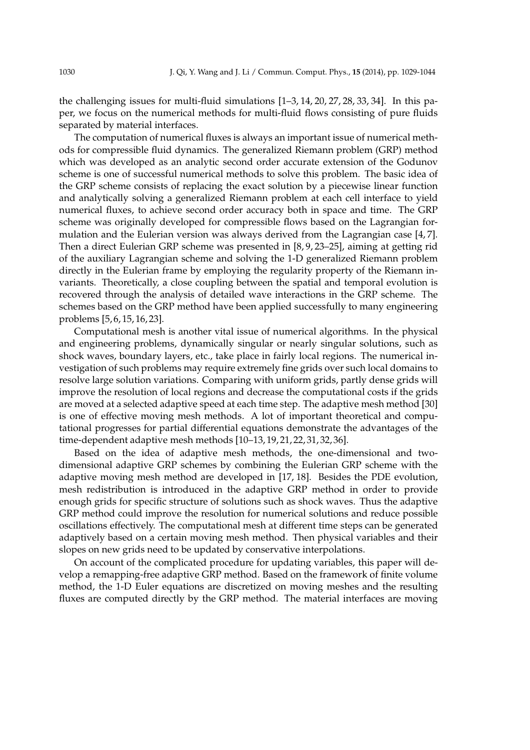the challenging issues for multi-fluid simulations [1–3, 14, 20, 27, 28, 33, 34]. In this paper, we focus on the numerical methods for multi-fluid flows consisting of pure fluids separated by material interfaces.

The computation of numerical fluxes is always an important issue of numerical methods for compressible fluid dynamics. The generalized Riemann problem (GRP) method which was developed as an analytic second order accurate extension of the Godunov scheme is one of successful numerical methods to solve this problem. The basic idea of the GRP scheme consists of replacing the exact solution by a piecewise linear function and analytically solving a generalized Riemann problem at each cell interface to yield numerical fluxes, to achieve second order accuracy both in space and time. The GRP scheme was originally developed for compressible flows based on the Lagrangian formulation and the Eulerian version was always derived from the Lagrangian case [4, 7]. Then a direct Eulerian GRP scheme was presented in [8, 9, 23–25], aiming at getting rid of the auxiliary Lagrangian scheme and solving the 1-D generalized Riemann problem directly in the Eulerian frame by employing the regularity property of the Riemann invariants. Theoretically, a close coupling between the spatial and temporal evolution is recovered through the analysis of detailed wave interactions in the GRP scheme. The schemes based on the GRP method have been applied successfully to many engineering problems [5, 6, 15, 16, 23].

Computational mesh is another vital issue of numerical algorithms. In the physical and engineering problems, dynamically singular or nearly singular solutions, such as shock waves, boundary layers, etc., take place in fairly local regions. The numerical investigation of such problems may require extremely fine grids over such local domains to resolve large solution variations. Comparing with uniform grids, partly dense grids will improve the resolution of local regions and decrease the computational costs if the grids are moved at a selected adaptive speed at each time step. The adaptive mesh method [30] is one of effective moving mesh methods. A lot of important theoretical and computational progresses for partial differential equations demonstrate the advantages of the time-dependent adaptive mesh methods [10–13, 19, 21, 22, 31, 32, 36].

Based on the idea of adaptive mesh methods, the one-dimensional and two-dimensional adaptive GRP schemes by combining the Eulerian GRP scheme with the adaptive moving mesh method are developed in [17, 18]. Besides the PDE evolution, mesh redistribution is introduced in the adaptive GRP method in order to provide enough grids for specific structure of solutions such as shock waves. Thus the adaptive GRP method could improve the resolution for numerical solutions and reduce possible oscillations effectively. The computational mesh at different time steps can be generated adaptively based on a certain moving mesh method. Then physical variables and their slopes on new grids need to be updated by conservative interpolations.

On account of the complicated procedure for updating variables, this paper will develop a remapping-free adaptive GRP method. Based on the framework of finite volume method, the 1-D Euler equations are discretized on moving meshes and the resulting fluxes are computed directly by the GRP method. The material interfaces are moving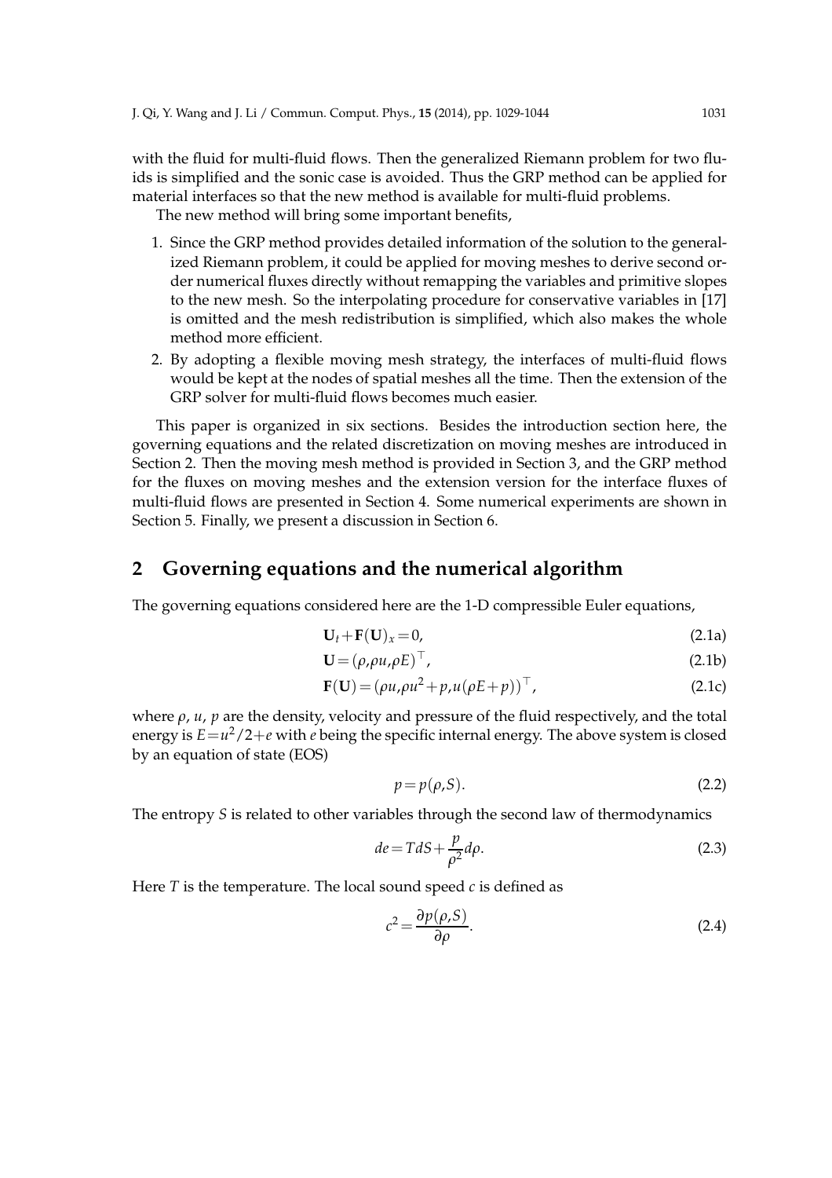with the fluid for multi-fluid flows. Then the generalized Riemann problem for two fluids is simplified and the sonic case is avoided. Thus the GRP method can be applied for material interfaces so that the new method is available for multi-fluid problems.

The new method will bring some important benefits,

1. Since the GRP method provides detailed information of the solution to the generalized Riemann problem, it could be applied for moving meshes to derive second order numerical fluxes directly without remapping the variables and primitive slopes to the new mesh. So the interpolating procedure for conservative variables in [17] is omitted and the mesh redistribution is simplified, which also makes the whole method more efficient.
2. By adopting a flexible moving mesh strategy, the interfaces of multi-fluid flows would be kept at the nodes of spatial meshes all the time. Then the extension of the GRP solver for multi-fluid flows becomes much easier.

This paper is organized in six sections. Besides the introduction section here, the governing equations and the related discretization on moving meshes are introduced in Section 2. Then the moving mesh method is provided in Section 3, and the GRP method for the fluxes on moving meshes and the extension version for the interface fluxes of multi-fluid flows are presented in Section 4. Some numerical experiments are shown in Section 5. Finally, we present a discussion in Section 6.

## 2 Governing equations and the numerical algorithm

The governing equations considered here are the 1-D compressible Euler equations,

$$\mathbf{U}_t + \mathbf{F}(\mathbf{U})_x = 0, \tag{2.1a}$$

$$\mathbf{U} = (\rho, \rho u, \rho E)^\top, \tag{2.1b}$$

$$\mathbf{F}(\mathbf{U}) = (\rho u, \rho u^2 + p, u(\rho E + p))^\top, \tag{2.1c}$$

where $\rho$, $u$, $p$ are the density, velocity and pressure of the fluid respectively, and the total energy is $E = u^2/2 + e$ with $e$ being the specific internal energy. The above system is closed by an equation of state (EOS)

$$p = p(\rho, S). \tag{2.2}$$

The entropy $S$ is related to other variables through the second law of thermodynamics

$$de = TdS + \frac{p}{\rho^2} d\rho. \tag{2.3}$$

Here $T$ is the temperature. The local sound speed $c$ is defined as

$$c^2 = \frac{\partial p(\rho, S)}{\partial \rho}. \tag{2.4}$$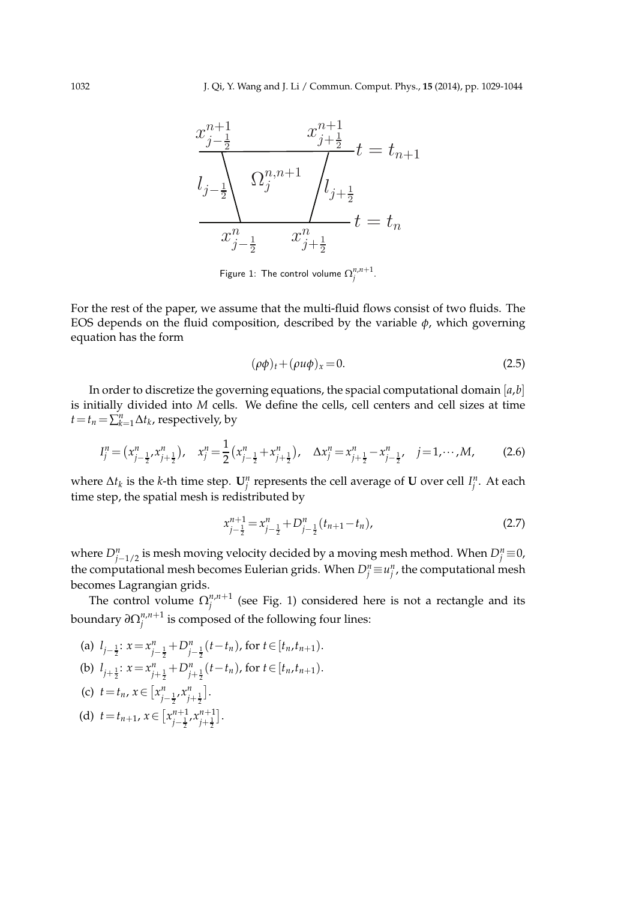Figure 1: The control volume $\Omega_j^{n,n+1}$.

For the rest of the paper, we assume that the multi-fluid flows consist of two fluids. The EOS depends on the fluid composition, described by the variable $\phi$, which governing equation has the form

$$(\rho\phi)_t + (\rho u \phi)_x = 0. \tag{2.5}$$

In order to discretize the governing equations, the spacial computational domain $[a,b]$ is initially divided into $M$ cells. We define the cells, cell centers and cell sizes at time $t = t_n = \sum_{k=1}^{n} \Delta t_k$, respectively, by

$$I_j^n = \left(x_{j-\frac{1}{2}}^n, x_{j+\frac{1}{2}}^n\right), \quad x_j^n = \frac{1}{2}\left(x_{j-\frac{1}{2}}^n + x_{j+\frac{1}{2}}^n\right), \quad \Delta x_j^n = x_{j+\frac{1}{2}}^n - x_{j-\frac{1}{2}}^n, \quad j = 1, \cdots, M, \tag{2.6}$$

where $\Delta t_k$ is the $k$-th time step. $\mathbf{U}_j^n$ represents the cell average of $\mathbf{U}$ over cell $I_j^n$. At each time step, the spatial mesh is redistributed by

$$x_{j-\frac{1}{2}}^{n+1} = x_{j-\frac{1}{2}}^n + D_{j-\frac{1}{2}}^n (t_{n+1} - t_n), \tag{2.7}$$

where $D_{j-1/2}^n$ is mesh moving velocity decided by a moving mesh method. When $D_j^n \equiv 0$, the computational mesh becomes Eulerian grids. When $D_j^n \equiv u_j^n$, the computational mesh becomes Lagrangian grids.

The control volume $\Omega_j^{n,n+1}$ (see Fig. 1) considered here is not a rectangle and its boundary $\partial\Omega_j^{n,n+1}$ is composed of the following four lines:

(a) $l_{j-\frac{1}{2}}$: $x = x_{j-\frac{1}{2}}^n + D_{j-\frac{1}{2}}^n (t - t_n)$, for $t \in [t_n, t_{n+1})$.

(b) $l_{j+\frac{1}{2}}$: $x = x_{j+\frac{1}{2}}^n + D_{j+\frac{1}{2}}^n (t - t_n)$, for $t \in [t_n, t_{n+1})$.

(c) $t = t_n$, $x \in \left[x_{j-\frac{1}{2}}^n, x_{j+\frac{1}{2}}^n\right]$.

(d) $t = t_{n+1}$, $x \in \left[x_{j-\frac{1}{2}}^{n+1}, x_{j+\frac{1}{2}}^{n+1}\right]$.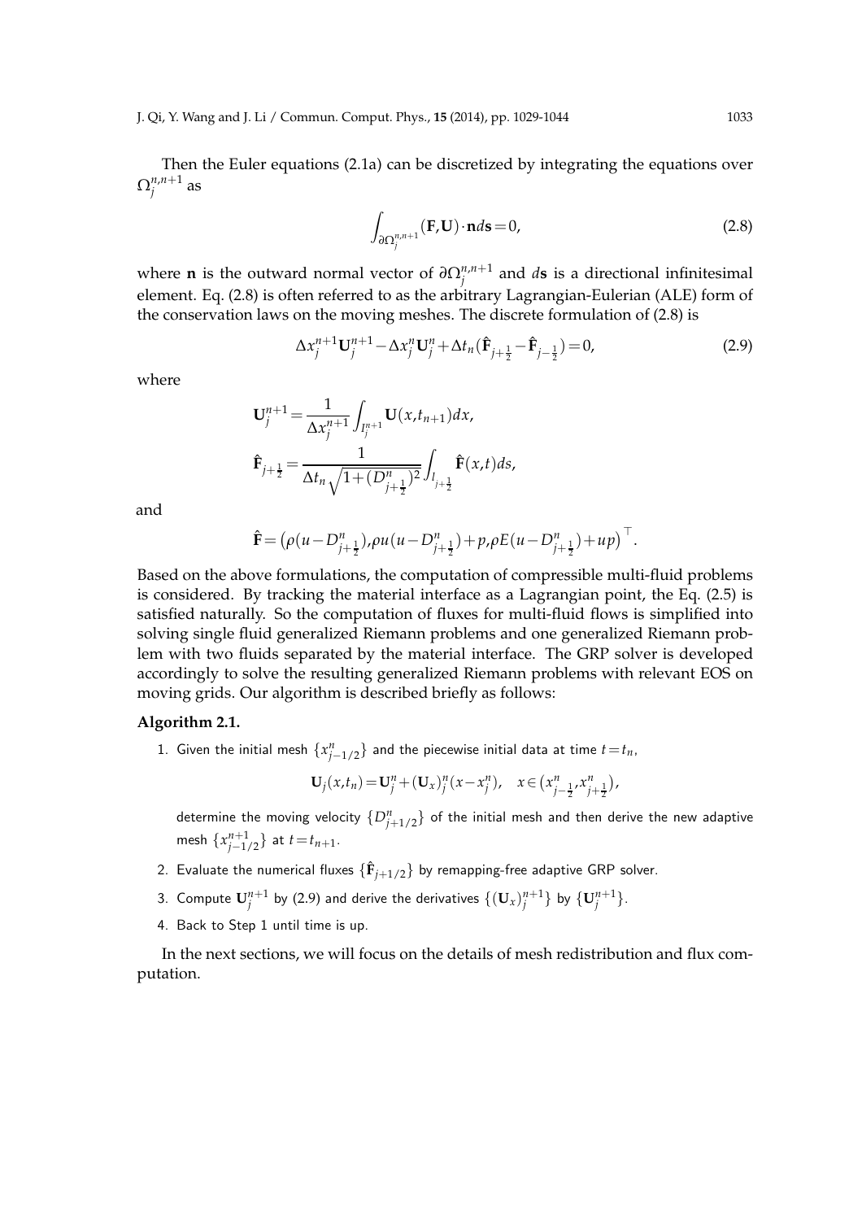Then the Euler equations (2.1a) can be discretized by integrating the equations over $\Omega_j^{n,n+1}$ as

$$\int_{\partial\Omega_j^{n,n+1}} (\mathbf{F},\mathbf{U})\cdot\mathbf{n}d\mathbf{s}=0, \tag{2.8}$$

where $\mathbf{n}$ is the outward normal vector of $\partial\Omega_j^{n,n+1}$ and $d\mathbf{s}$ is a directional infinitesimal element. Eq. (2.8) is often referred to as the arbitrary Lagrangian-Eulerian (ALE) form of the conservation laws on the moving meshes. The discrete formulation of (2.8) is

$$\Delta x_j^{n+1}\mathbf{U}_j^{n+1}-\Delta x_j^n\mathbf{U}_j^n+\Delta t_n(\hat{\mathbf{F}}_{j+\frac{1}{2}}-\hat{\mathbf{F}}_{j-\frac{1}{2}})=0, \tag{2.9}$$

where

$$\mathbf{U}_j^{n+1}=\frac{1}{\Delta x_j^{n+1}}\int_{I_j^{n+1}}\mathbf{U}(x,t_{n+1})dx,$$

$$\hat{\mathbf{F}}_{j+\frac{1}{2}}=\frac{1}{\Delta t_n\sqrt{1+(D_{j+\frac{1}{2}}^n)^2}}\int_{l_{j+\frac{1}{2}}}\hat{\mathbf{F}}(x,t)ds,$$

and

$$\hat{\mathbf{F}}=\left(\rho(u-D_{j+\frac{1}{2}}^n),\rho u(u-D_{j+\frac{1}{2}}^n)+p,\rho E(u-D_{j+\frac{1}{2}}^n)+up\right)^\top.$$

Based on the above formulations, the computation of compressible multi-fluid problems is considered. By tracking the material interface as a Lagrangian point, the Eq. (2.5) is satisfied naturally. So the computation of fluxes for multi-fluid flows is simplified into solving single fluid generalized Riemann problems and one generalized Riemann problem with two fluids separated by the material interface. The GRP solver is developed accordingly to solve the resulting generalized Riemann problems with relevant EOS on moving grids. Our algorithm is described briefly as follows:

**Algorithm 2.1.**

1. Given the initial mesh $\{x_{j-1/2}^n\}$ and the piecewise initial data at time $t=t_n$,

$$\mathbf{U}_j(x,t_n)=\mathbf{U}_j^n+(\mathbf{U}_x)_j^n(x-x_j^n),\quad x\in\left(x_{j-\frac{1}{2}}^n,x_{j+\frac{1}{2}}^n\right),$$

   determine the moving velocity $\{D_{j+1/2}^n\}$ of the initial mesh and then derive the new adaptive mesh $\{x_{j-1/2}^{n+1}\}$ at $t=t_{n+1}$.

2. Evaluate the numerical fluxes $\{\hat{\mathbf{F}}_{j+1/2}\}$ by remapping-free adaptive GRP solver.
3. Compute $\mathbf{U}_j^{n+1}$ by (2.9) and derive the derivatives $\{(\mathbf{U}_x)_j^{n+1}\}$ by $\{\mathbf{U}_j^{n+1}\}$.
4. Back to Step 1 until time is up.

In the next sections, we will focus on the details of mesh redistribution and flux computation.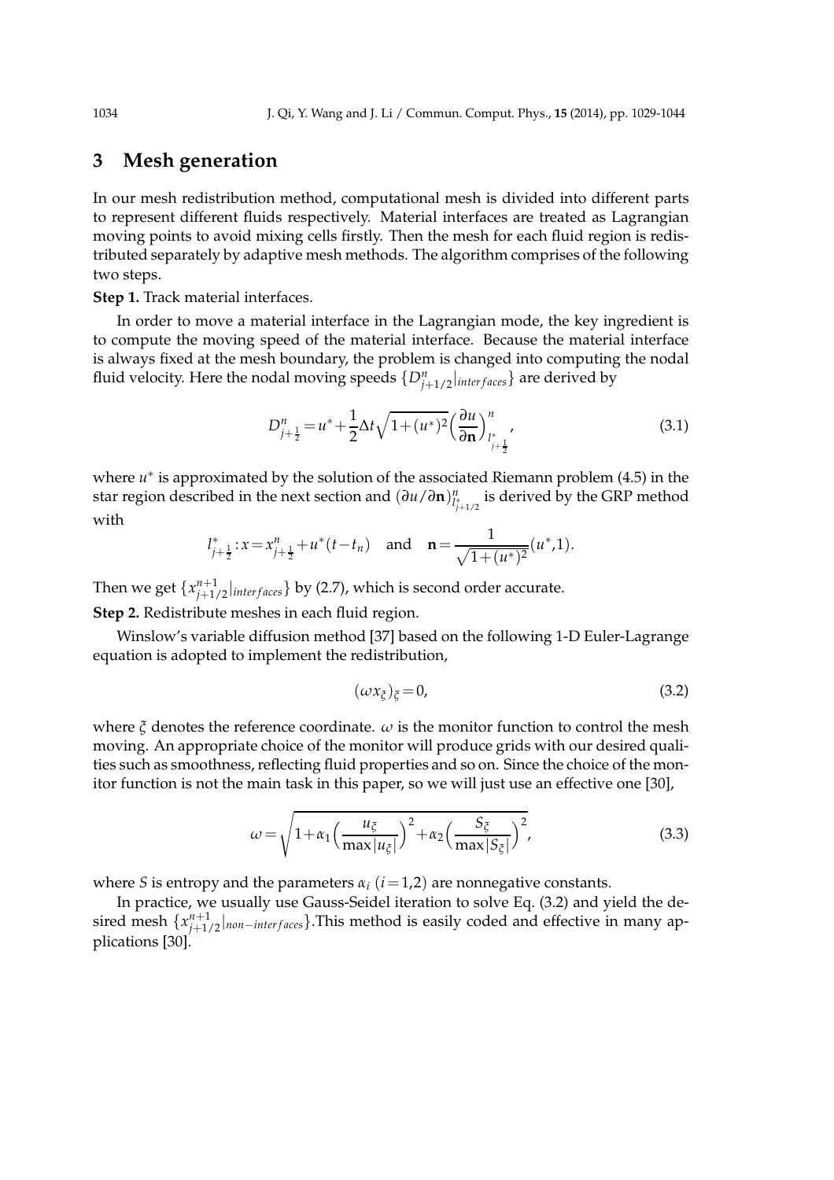## 3 Mesh generation

In our mesh redistribution method, computational mesh is divided into different parts to represent different fluids respectively. Material interfaces are treated as Lagrangian moving points to avoid mixing cells firstly. Then the mesh for each fluid region is redistributed separately by adaptive mesh methods. The algorithm comprises of the following two steps.

**Step 1.** Track material interfaces.

In order to move a material interface in the Lagrangian mode, the key ingredient is to compute the moving speed of the material interface. Because the material interface is always fixed at the mesh boundary, the problem is changed into computing the nodal fluid velocity. Here the nodal moving speeds $\{D^n_{j+1/2}|_{interfaces}\}$ are derived by

$$D^n_{j+\frac{1}{2}} = u^* + \frac{1}{2}\Delta t \sqrt{1+(u^*)^2}\Big(\frac{\partial u}{\partial \mathbf{n}}\Big)^n_{l^*_{j+\frac{1}{2}}}, \tag{3.1}$$

where $u^*$ is approximated by the solution of the associated Riemann problem (4.5) in the star region described in the next section and $(\partial u/\partial \mathbf{n})^n_{l^*_{j+1/2}}$ is derived by the GRP method with

$$l^*_{j+\frac{1}{2}} : x = x^n_{j+\frac{1}{2}} + u^*(t-t_n) \quad \text{and} \quad \mathbf{n} = \frac{1}{\sqrt{1+(u^*)^2}}(u^*,1).$$

Then we get $\{x^{n+1}_{j+1/2}|_{interfaces}\}$ by (2.7), which is second order accurate.

**Step 2.** Redistribute meshes in each fluid region.

Winslow's variable diffusion method [37] based on the following 1-D Euler-Lagrange equation is adopted to implement the redistribution,

$$(\omega x_\xi)_\xi = 0, \tag{3.2}$$

where $\xi$ denotes the reference coordinate. $\omega$ is the monitor function to control the mesh moving. An appropriate choice of the monitor will produce grids with our desired qualities such as smoothness, reflecting fluid properties and so on. Since the choice of the monitor function is not the main task in this paper, so we will just use an effective one [30],

$$\omega = \sqrt{1+\alpha_1\Big(\frac{u_\xi}{\max|u_\xi|}\Big)^2 + \alpha_2\Big(\frac{S_\xi}{\max|S_\xi|}\Big)^2}, \tag{3.3}$$

where $S$ is entropy and the parameters $\alpha_i$ $(i=1,2)$ are nonnegative constants.

In practice, we usually use Gauss-Seidel iteration to solve Eq. (3.2) and yield the desired mesh $\{x^{n+1}_{j+1/2}|_{non-interfaces}\}$.This method is easily coded and effective in many applications [30].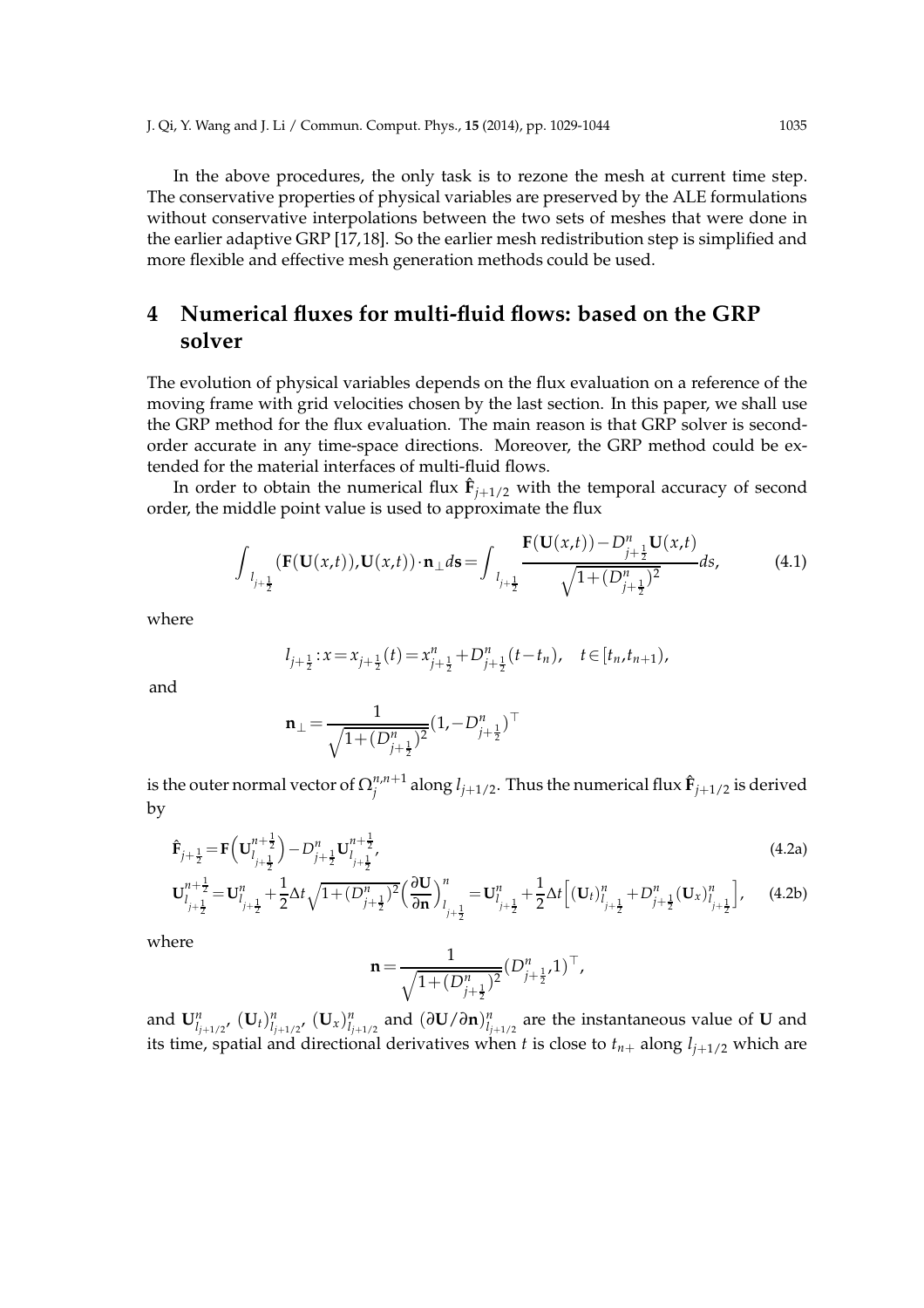In the above procedures, the only task is to rezone the mesh at current time step. The conservative properties of physical variables are preserved by the ALE formulations without conservative interpolations between the two sets of meshes that were done in the earlier adaptive GRP [17,18]. So the earlier mesh redistribution step is simplified and more flexible and effective mesh generation methods could be used.

## 4 Numerical fluxes for multi-fluid flows: based on the GRP solver

The evolution of physical variables depends on the flux evaluation on a reference of the moving frame with grid velocities chosen by the last section. In this paper, we shall use the GRP method for the flux evaluation. The main reason is that GRP solver is second-order accurate in any time-space directions. Moreover, the GRP method could be extended for the material interfaces of multi-fluid flows.

In order to obtain the numerical flux $\hat{\mathbf{F}}_{j+1/2}$ with the temporal accuracy of second order, the middle point value is used to approximate the flux

$$\int_{l_{j+\frac{1}{2}}} (\mathbf{F}(\mathbf{U}(x,t)),\mathbf{U}(x,t))\cdot\mathbf{n}_\perp d\mathbf{s} = \int_{l_{j+\frac{1}{2}}} \frac{\mathbf{F}(\mathbf{U}(x,t)) - D^n_{j+\frac{1}{2}}\mathbf{U}(x,t)}{\sqrt{1+(D^n_{j+\frac{1}{2}})^2}} ds, \tag{4.1}$$

where

$$l_{j+\frac{1}{2}}: x = x_{j+\frac{1}{2}}(t) = x^n_{j+\frac{1}{2}} + D^n_{j+\frac{1}{2}}(t-t_n), \quad t\in[t_n,t_{n+1}),$$

and

$$\mathbf{n}_\perp = \frac{1}{\sqrt{1+(D^n_{j+\frac{1}{2}})^2}}(1,-D^n_{j+\frac{1}{2}})^\top$$

is the outer normal vector of $\Omega_j^{n,n+1}$ along $l_{j+1/2}$. Thus the numerical flux $\hat{\mathbf{F}}_{j+1/2}$ is derived by

$$\hat{\mathbf{F}}_{j+\frac{1}{2}} = \mathbf{F}\Big(\mathbf{U}^{n+\frac{1}{2}}_{l_{j+\frac{1}{2}}}\Big) - D^n_{j+\frac{1}{2}}\mathbf{U}^{n+\frac{1}{2}}_{l_{j+\frac{1}{2}}}, \tag{4.2a}$$

$$\mathbf{U}^{n+\frac{1}{2}}_{l_{j+\frac{1}{2}}} = \mathbf{U}^n_{l_{j+\frac{1}{2}}} + \frac{1}{2}\Delta t\sqrt{1+(D^n_{j+\frac{1}{2}})^2}\Big(\frac{\partial\mathbf{U}}{\partial\mathbf{n}}\Big)^n_{l_{j+\frac{1}{2}}} = \mathbf{U}^n_{l_{j+\frac{1}{2}}} + \frac{1}{2}\Delta t\Big[(\mathbf{U}_t)^n_{l_{j+\frac{1}{2}}} + D^n_{j+\frac{1}{2}}(\mathbf{U}_x)^n_{l_{j+\frac{1}{2}}}\Big], \tag{4.2b}$$

where

$$\mathbf{n} = \frac{1}{\sqrt{1+(D^n_{j+\frac{1}{2}})^2}}(D^n_{j+\frac{1}{2}},1)^\top,$$

and $\mathbf{U}^n_{l_{j+1/2}}$, $(\mathbf{U}_t)^n_{l_{j+1/2}}$, $(\mathbf{U}_x)^n_{l_{j+1/2}}$ and $(\partial\mathbf{U}/\partial\mathbf{n})^n_{l_{j+1/2}}$ are the instantaneous value of $\mathbf{U}$ and its time, spatial and directional derivatives when $t$ is close to $t_{n+}$ along $l_{j+1/2}$ which are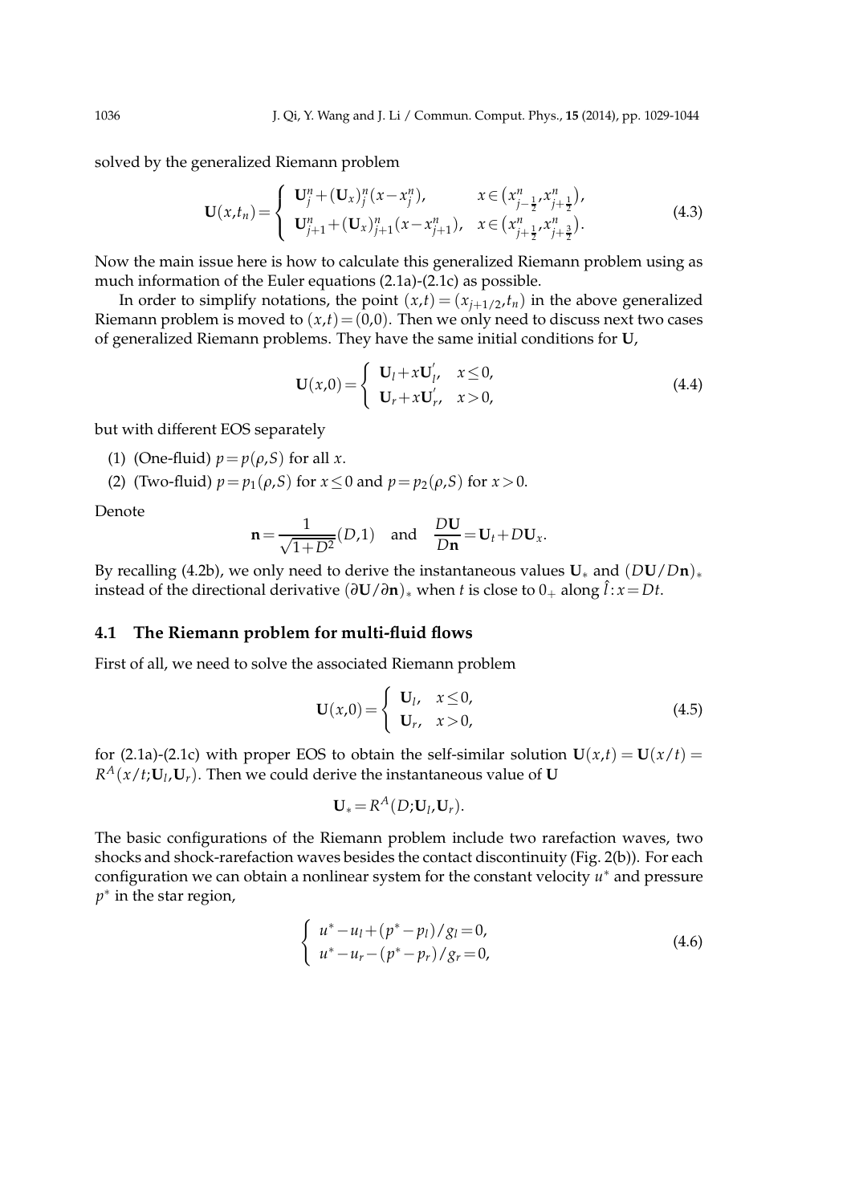solved by the generalized Riemann problem

$$
\mathbf{U}(x,t_n)=\begin{cases}\mathbf{U}_j^n+(\mathbf{U}_x)_j^n(x-x_j^n), & x\in\left(x_{j-\frac{1}{2}}^n,x_{j+\frac{1}{2}}^n\right),\\ \mathbf{U}_{j+1}^n+(\mathbf{U}_x)_{j+1}^n(x-x_{j+1}^n), & x\in\left(x_{j+\frac{1}{2}}^n,x_{j+\frac{3}{2}}^n\right).\end{cases}\tag{4.3}
$$

Now the main issue here is how to calculate this generalized Riemann problem using as much information of the Euler equations (2.1a)-(2.1c) as possible.

In order to simplify notations, the point $(x,t)=(x_{j+1/2},t_n)$ in the above generalized Riemann problem is moved to $(x,t)=(0,0)$. Then we only need to discuss next two cases of generalized Riemann problems. They have the same initial conditions for $\mathbf{U}$,

$$
\mathbf{U}(x,0)=\begin{cases}\mathbf{U}_l+x\mathbf{U}_l^{'}, & x\leq 0,\\ \mathbf{U}_r+x\mathbf{U}_r^{'}, & x>0,\end{cases}\tag{4.4}
$$

but with different EOS separately

(1) (One-fluid) $p=p(\rho,S)$ for all $x$.

(2) (Two-fluid) $p=p_1(\rho,S)$ for $x\leq 0$ and $p=p_2(\rho,S)$ for $x>0$.

Denote

$$
\mathbf{n}=\frac{1}{\sqrt{1+D^2}}(D,1)\quad\text{and}\quad\frac{D\mathbf{U}}{D\mathbf{n}}=\mathbf{U}_t+D\mathbf{U}_x.
$$

By recalling (4.2b), we only need to derive the instantaneous values $\mathbf{U}_*$ and $(D\mathbf{U}/D\mathbf{n})_*$ instead of the directional derivative $(\partial\mathbf{U}/\partial\mathbf{n})_*$ when $t$ is close to $0_+$ along $\hat{l}: x=Dt$.

## 4.1 The Riemann problem for multi-fluid flows

First of all, we need to solve the associated Riemann problem

$$
\mathbf{U}(x,0)=\begin{cases}\mathbf{U}_l, & x\leq 0,\\ \mathbf{U}_r, & x>0,\end{cases}\tag{4.5}
$$

for (2.1a)-(2.1c) with proper EOS to obtain the self-similar solution $\mathbf{U}(x,t)=\mathbf{U}(x/t)=R^A(x/t;\mathbf{U}_l,\mathbf{U}_r)$. Then we could derive the instantaneous value of $\mathbf{U}$

$$
\mathbf{U}_*=R^A(D;\mathbf{U}_l,\mathbf{U}_r).
$$

The basic configurations of the Riemann problem include two rarefaction waves, two shocks and shock-rarefaction waves besides the contact discontinuity (Fig. 2(b)). For each configuration we can obtain a nonlinear system for the constant velocity $u^*$ and pressure $p^*$ in the star region,

$$
\begin{cases}u^*-u_l+(p^*-p_l)/g_l=0,\\ u^*-u_r-(p^*-p_r)/g_r=0,\end{cases}\tag{4.6}
$$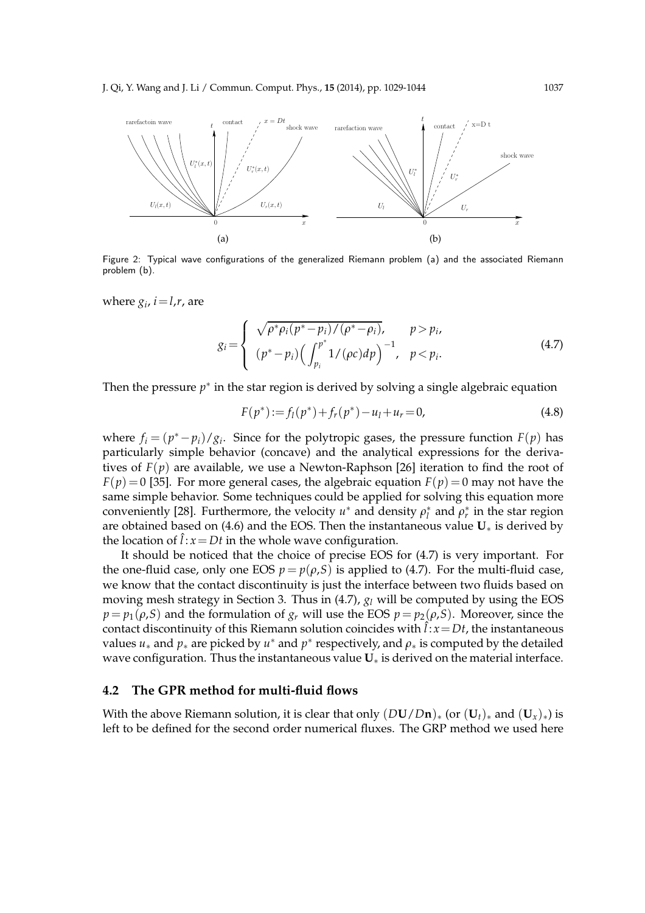Figure 2: Typical wave configurations of the generalized Riemann problem (a) and the associated Riemann problem (b).

where $g_i$, $i=l,r$, are

$$g_i=\begin{cases} \sqrt{\rho^*\rho_i(p^*-p_i)/(\rho^*-\rho_i)}, & p>p_i, \\ (p^*-p_i)\Big(\displaystyle\int_{p_i}^{p^*} 1/(\rho c)dp\Big)^{-1}, & p<p_i. \end{cases} \tag{4.7}$$

Then the pressure $p^*$ in the star region is derived by solving a single algebraic equation

$$F(p^*):=f_l(p^*)+f_r(p^*)-u_l+u_r=0, \tag{4.8}$$

where $f_i=(p^*-p_i)/g_i$. Since for the polytropic gases, the pressure function $F(p)$ has particularly simple behavior (concave) and the analytical expressions for the derivatives of $F(p)$ are available, we use a Newton-Raphson [26] iteration to find the root of $F(p)=0$ [35]. For more general cases, the algebraic equation $F(p)=0$ may not have the same simple behavior. Some techniques could be applied for solving this equation more conveniently [28]. Furthermore, the velocity $u^*$ and density $\rho_l^*$ and $\rho_r^*$ in the star region are obtained based on (4.6) and the EOS. Then the instantaneous value $\mathbf{U}_*$ is derived by the location of $\hat{l}: x=Dt$ in the whole wave configuration.

It should be noticed that the choice of precise EOS for (4.7) is very important. For the one-fluid case, only one EOS $p=p(\rho,S)$ is applied to (4.7). For the multi-fluid case, we know that the contact discontinuity is just the interface between two fluids based on moving mesh strategy in Section 3. Thus in (4.7), $g_l$ will be computed by using the EOS $p=p_1(\rho,S)$ and the formulation of $g_r$ will use the EOS $p=p_2(\rho,S)$. Moreover, since the contact discontinuity of this Riemann solution coincides with $\hat{l}: x=Dt$, the instantaneous values $u_*$ and $p_*$ are picked by $u^*$ and $p^*$ respectively, and $\rho_*$ is computed by the detailed wave configuration. Thus the instantaneous value $\mathbf{U}_*$ is derived on the material interface.

## 4.2 The GPR method for multi-fluid flows

With the above Riemann solution, it is clear that only $(D\mathbf{U}/D\mathbf{n})_*$ (or $(\mathbf{U}_t)_*$ and $(\mathbf{U}_x)_*$) is left to be defined for the second order numerical fluxes. The GRP method we used here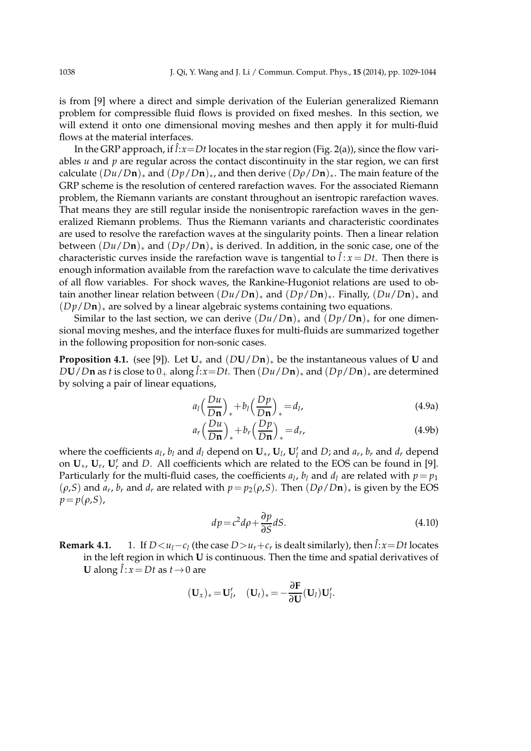is from [9] where a direct and simple derivation of the Eulerian generalized Riemann problem for compressible fluid flows is provided on fixed meshes. In this section, we will extend it onto one dimensional moving meshes and then apply it for multi-fluid flows at the material interfaces.

In the GRP approach, if $\hat{l}$:$x=Dt$ locates in the star region (Fig. 2(a)), since the flow variables $u$ and $p$ are regular across the contact discontinuity in the star region, we can first calculate $(Du/D\mathbf{n})_*$ and $(Dp/D\mathbf{n})_*$, and then derive $(D\rho/D\mathbf{n})_*$. The main feature of the GRP scheme is the resolution of centered rarefaction waves. For the associated Riemann problem, the Riemann variants are constant throughout an isentropic rarefaction waves. That means they are still regular inside the nonisentropic rarefaction waves in the generalized Riemann problems. Thus the Riemann variants and characteristic coordinates are used to resolve the rarefaction waves at the singularity points. Then a linear relation between $(Du/D\mathbf{n})_*$ and $(Dp/D\mathbf{n})_*$ is derived. In addition, in the sonic case, one of the characteristic curves inside the rarefaction wave is tangential to $\hat{l}:x=Dt$. Then there is enough information available from the rarefaction wave to calculate the time derivatives of all flow variables. For shock waves, the Rankine-Hugoniot relations are used to obtain another linear relation between $(Du/D\mathbf{n})_*$ and $(Dp/D\mathbf{n})_*$. Finally, $(Du/D\mathbf{n})_*$ and $(Dp/D\mathbf{n})_*$ are solved by a linear algebraic systems containing two equations.

Similar to the last section, we can derive $(Du/D\mathbf{n})_*$ and $(Dp/D\mathbf{n})_*$ for one dimensional moving meshes, and the interface fluxes for multi-fluids are summarized together in the following proposition for non-sonic cases.

**Proposition 4.1.** (see [9]). Let $\mathbf{U}_*$ and $(D\mathbf{U}/D\mathbf{n})_*$ be the instantaneous values of $\mathbf{U}$ and $D\mathbf{U}/D\mathbf{n}$ as $t$ is close to $0_+$ along $\hat{l}$:$x=Dt$. Then $(Du/D\mathbf{n})_*$ and $(Dp/D\mathbf{n})_*$ are determined by solving a pair of linear equations,

$$a_l\Big(\frac{Du}{D\mathbf{n}}\Big)_* + b_l\Big(\frac{Dp}{D\mathbf{n}}\Big)_* = d_l, \tag{4.9a}$$

$$a_r\Big(\frac{Du}{D\mathbf{n}}\Big)_* + b_r\Big(\frac{Dp}{D\mathbf{n}}\Big)_* = d_r, \tag{4.9b}$$

where the coefficients $a_l$, $b_l$ and $d_l$ depend on $\mathbf{U}_*$, $\mathbf{U}_l$, $\mathbf{U}_l'$ and $D$; and $a_r$, $b_r$ and $d_r$ depend on $\mathbf{U}_*$, $\mathbf{U}_r$, $\mathbf{U}_r'$ and $D$. All coefficients which are related to the EOS can be found in [9]. Particularly for the multi-fluid cases, the coefficients $a_l$, $b_l$ and $d_l$ are related with $p=p_1(\rho,S)$ and $a_r$, $b_r$ and $d_r$ are related with $p=p_2(\rho,S)$. Then $(D\rho/D\mathbf{n})_*$ is given by the EOS $p=p(\rho,S)$,

$$dp = c^2 d\rho + \frac{\partial p}{\partial S} dS. \tag{4.10}$$

**Remark 4.1.**
1. If $D<u_l-c_l$ (the case $D>u_r+c_r$ is dealt similarly), then $\hat{l}$:$x=Dt$ locates in the left region in which $\mathbf{U}$ is continuous. Then the time and spatial derivatives of $\mathbf{U}$ along $\hat{l}:x=Dt$ as $t\to 0$ are

$$(\mathbf{U}_x)_* = \mathbf{U}_l', \quad (\mathbf{U}_t)_* = -\frac{\partial \mathbf{F}}{\partial \mathbf{U}}(\mathbf{U}_l)\mathbf{U}_l'.$$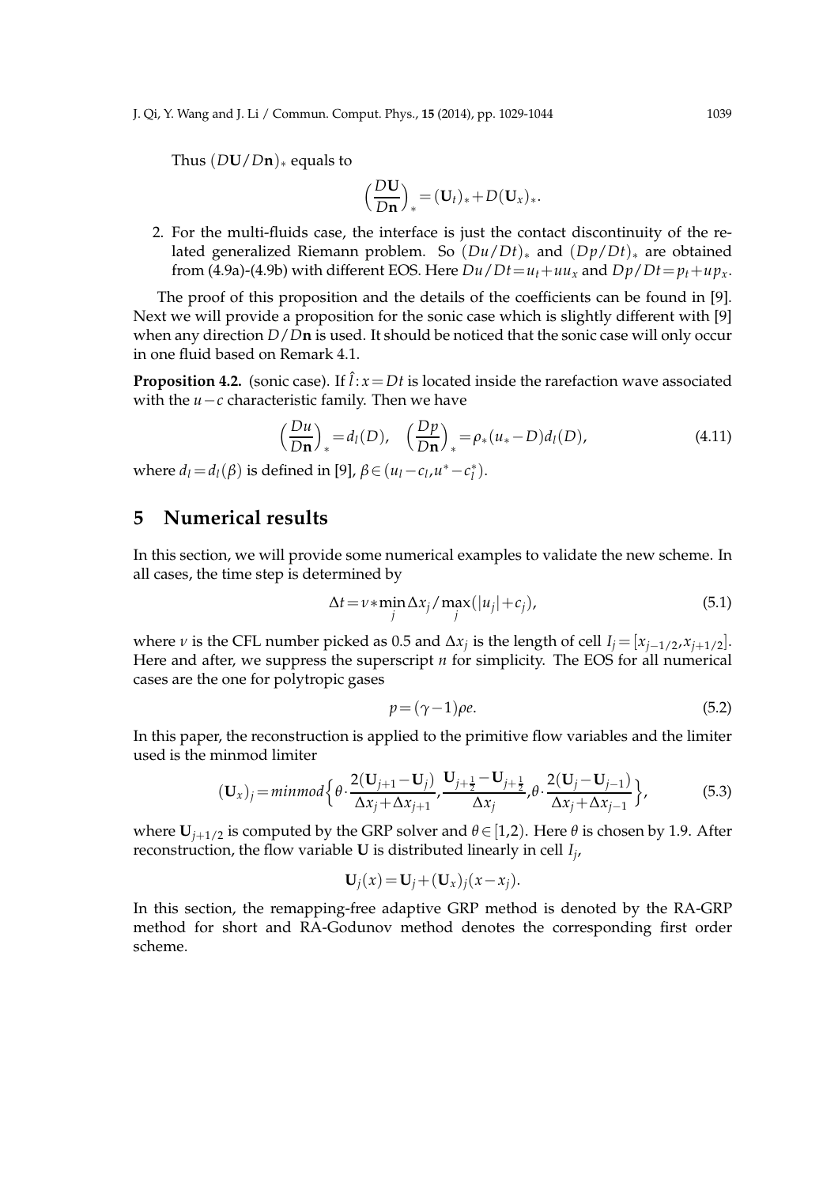Thus $(D\mathbf{U}/D\mathbf{n})_*$ equals to

$$\Big(\frac{D\mathbf{U}}{D\mathbf{n}}\Big)_* = (\mathbf{U}_t)_* + D(\mathbf{U}_x)_*.$$

2. For the multi-fluids case, the interface is just the contact discontinuity of the related generalized Riemann problem. So $(Du/Dt)_*$ and $(Dp/Dt)_*$ are obtained from (4.9a)-(4.9b) with different EOS. Here $Du/Dt = u_t + uu_x$ and $Dp/Dt = p_t + up_x$.

The proof of this proposition and the details of the coefficients can be found in [9]. Next we will provide a proposition for the sonic case which is slightly different with [9] when any direction $D/D\mathbf{n}$ is used. It should be noticed that the sonic case will only occur in one fluid based on Remark 4.1.

**Proposition 4.2.** (sonic case). If $\hat{l}: x = Dt$ is located inside the rarefaction wave associated with the $u-c$ characteristic family. Then we have

$$\Big(\frac{Du}{D\mathbf{n}}\Big)_* = d_l(D), \quad \Big(\frac{Dp}{D\mathbf{n}}\Big)_* = \rho_*(u_* - D)d_l(D), \tag{4.11}$$

where $d_l = d_l(\beta)$ is defined in [9], $\beta \in (u_l - c_l, u^* - c_l^*)$.

# 5 Numerical results

In this section, we will provide some numerical examples to validate the new scheme. In all cases, the time step is determined by

$$\Delta t = \nu * \min_j \Delta x_j / \max_j (|u_j| + c_j), \tag{5.1}$$

where $\nu$ is the CFL number picked as 0.5 and $\Delta x_j$ is the length of cell $I_j = [x_{j-1/2}, x_{j+1/2}]$. Here and after, we suppress the superscript $n$ for simplicity. The EOS for all numerical cases are the one for polytropic gases

$$p = (\gamma - 1)\rho e. \tag{5.2}$$

In this paper, the reconstruction is applied to the primitive flow variables and the limiter used is the minmod limiter

$$(\mathbf{U}_x)_j = minmod\Big\{\theta \cdot \frac{2(\mathbf{U}_{j+1} - \mathbf{U}_j)}{\Delta x_j + \Delta x_{j+1}}, \frac{\mathbf{U}_{j+\frac{1}{2}} - \mathbf{U}_{j+\frac{1}{2}}}{\Delta x_j}, \theta \cdot \frac{2(\mathbf{U}_j - \mathbf{U}_{j-1})}{\Delta x_j + \Delta x_{j-1}}\Big\}, \tag{5.3}$$

where $\mathbf{U}_{j+1/2}$ is computed by the GRP solver and $\theta \in [1,2)$. Here $\theta$ is chosen by 1.9. After reconstruction, the flow variable $\mathbf{U}$ is distributed linearly in cell $I_j$,

$$\mathbf{U}_j(x) = \mathbf{U}_j + (\mathbf{U}_x)_j(x - x_j).$$

In this section, the remapping-free adaptive GRP method is denoted by the RA-GRP method for short and RA-Godunov method denotes the corresponding first order scheme.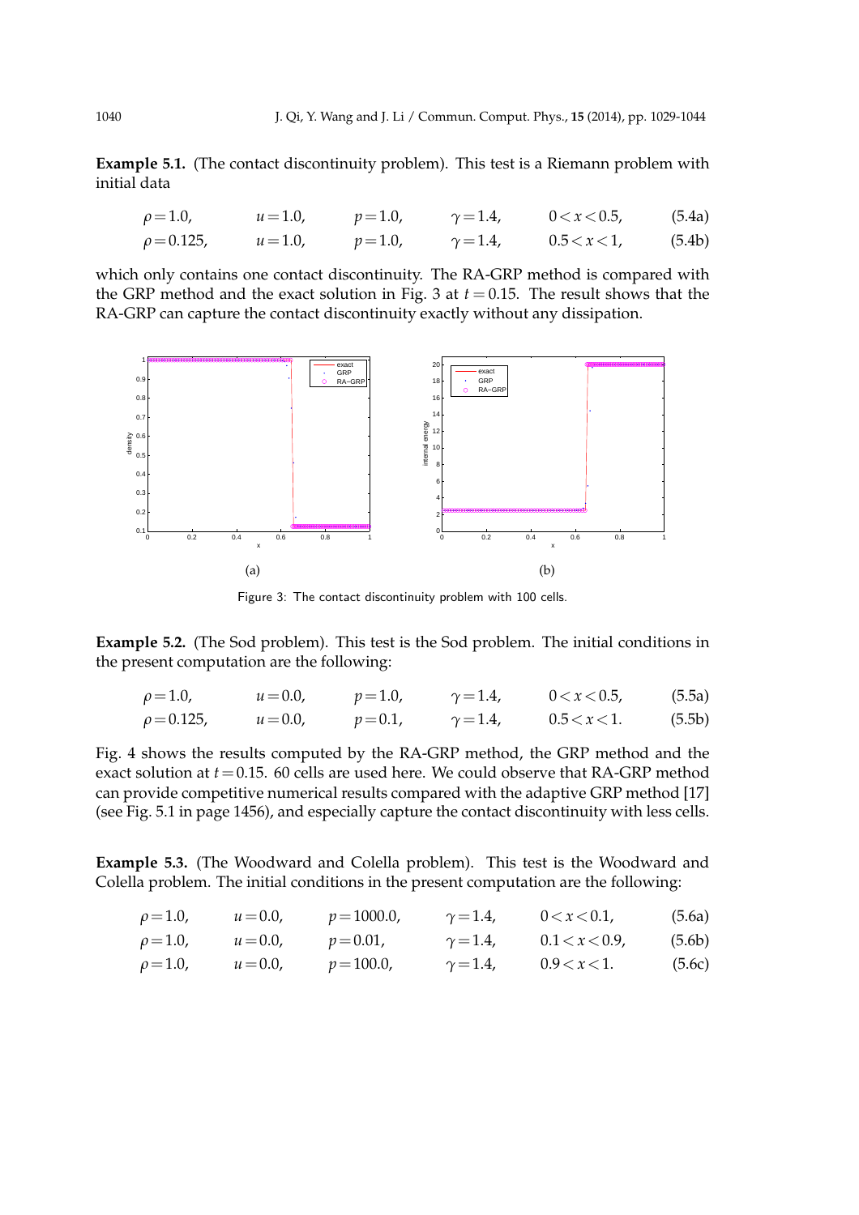**Example 5.1.** (The contact discontinuity problem). This test is a Riemann problem with initial data

$$\rho=1.0, \qquad u=1.0, \qquad p=1.0, \qquad \gamma=1.4, \qquad 0<x<0.5, \tag{5.4a}$$

$$\rho=0.125, \qquad u=1.0, \qquad p=1.0, \qquad \gamma=1.4, \qquad 0.5<x<1, \tag{5.4b}$$

which only contains one contact discontinuity. The RA-GRP method is compared with the GRP method and the exact solution in Fig. 3 at $t=0.15$. The result shows that the RA-GRP can capture the contact discontinuity exactly without any dissipation.

(a) (b)

Figure 3: The contact discontinuity problem with 100 cells.

**Example 5.2.** (The Sod problem). This test is the Sod problem. The initial conditions in the present computation are the following:

$$\rho=1.0, \qquad u=0.0, \qquad p=1.0, \qquad \gamma=1.4, \qquad 0<x<0.5, \tag{5.5a}$$

$$\rho=0.125, \qquad u=0.0, \qquad p=0.1, \qquad \gamma=1.4, \qquad 0.5<x<1. \tag{5.5b}$$

Fig. 4 shows the results computed by the RA-GRP method, the GRP method and the exact solution at $t=0.15$. 60 cells are used here. We could observe that RA-GRP method can provide competitive numerical results compared with the adaptive GRP method [17] (see Fig. 5.1 in page 1456), and especially capture the contact discontinuity with less cells.

**Example 5.3.** (The Woodward and Colella problem). This test is the Woodward and Colella problem. The initial conditions in the present computation are the following:

$$\rho=1.0, \qquad u=0.0, \qquad p=1000.0, \qquad \gamma=1.4, \qquad 0<x<0.1, \tag{5.6a}$$

$$\rho=1.0, \qquad u=0.0, \qquad p=0.01, \qquad \gamma=1.4, \qquad 0.1<x<0.9, \tag{5.6b}$$

$$\rho=1.0, \qquad u=0.0, \qquad p=100.0, \qquad \gamma=1.4, \qquad 0.9<x<1. \tag{5.6c}$$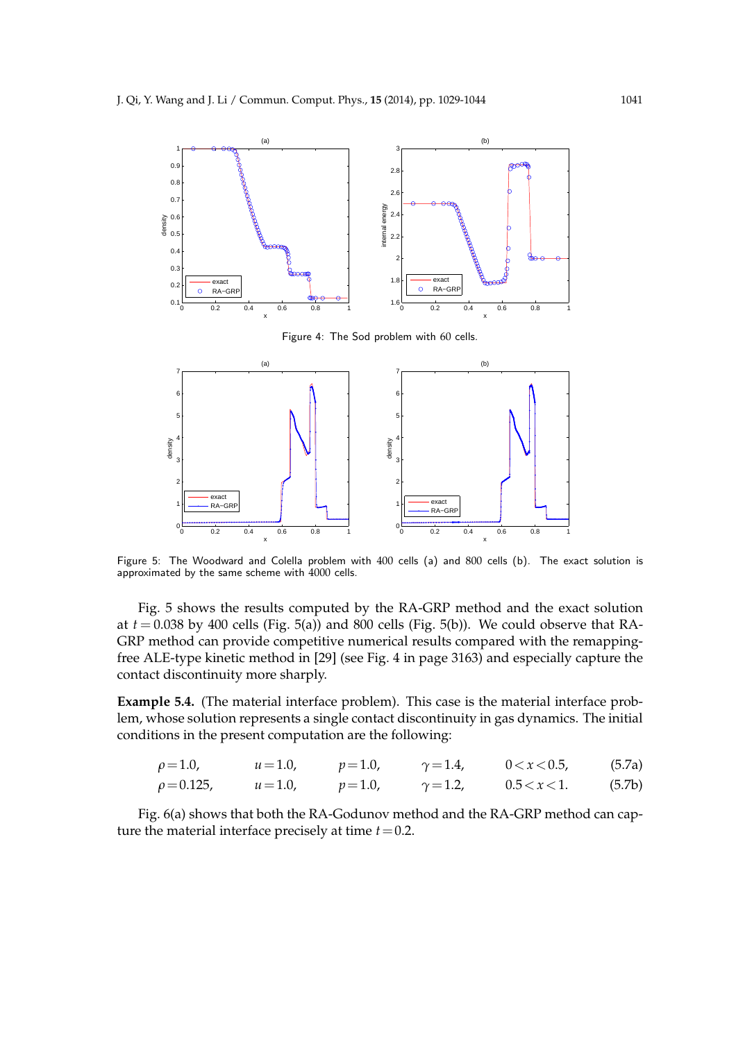Figure 4: The Sod problem with 60 cells.

Figure 5: The Woodward and Colella problem with 400 cells (a) and 800 cells (b). The exact solution is approximated by the same scheme with 4000 cells.

Fig. 5 shows the results computed by the RA-GRP method and the exact solution at $t=0.038$ by 400 cells (Fig. 5(a)) and 800 cells (Fig. 5(b)). We could observe that RA-GRP method can provide competitive numerical results compared with the remapping-free ALE-type kinetic method in [29] (see Fig. 4 in page 3163) and especially capture the contact discontinuity more sharply.

**Example 5.4.** (The material interface problem). This case is the material interface problem, whose solution represents a single contact discontinuity in gas dynamics. The initial conditions in the present computation are the following:

$$\rho=1.0, \qquad u=1.0, \qquad p=1.0, \qquad \gamma=1.4, \qquad 0<x<0.5, \tag{5.7a}$$

$$\rho=0.125, \qquad u=1.0, \qquad p=1.0, \qquad \gamma=1.2, \qquad 0.5<x<1. \tag{5.7b}$$

Fig. 6(a) shows that both the RA-Godunov method and the RA-GRP method can capture the material interface precisely at time $t=0.2$.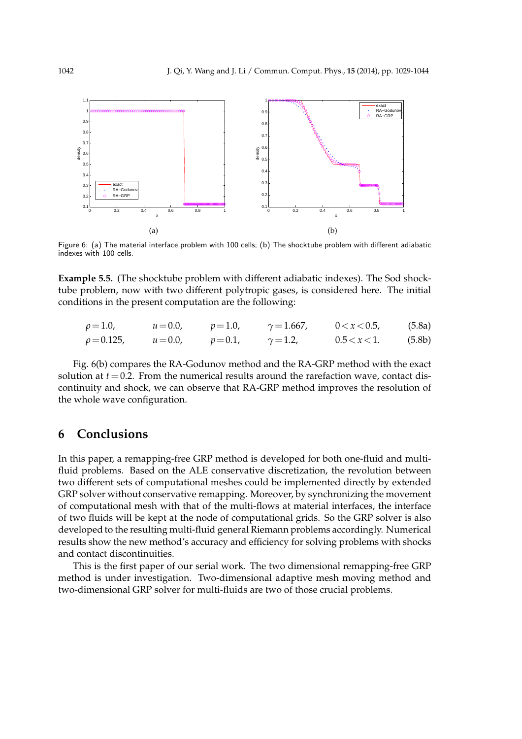Figure 6: (a) The material interface problem with 100 cells; (b) The shocktube problem with different adiabatic indexes with 100 cells.

**Example 5.5.** (The shocktube problem with different adiabatic indexes). The Sod shocktube problem, now with two different polytropic gases, is considered here. The initial conditions in the present computation are the following:

$$\rho=1.0, \qquad u=0.0, \qquad p=1.0, \qquad \gamma=1.667, \qquad 0<x<0.5, \tag{5.8a}$$

$$\rho=0.125, \qquad u=0.0, \qquad p=0.1, \qquad \gamma=1.2, \qquad 0.5<x<1. \tag{5.8b}$$

Fig. 6(b) compares the RA-Godunov method and the RA-GRP method with the exact solution at $t=0.2$. From the numerical results around the rarefaction wave, contact discontinuity and shock, we can observe that RA-GRP method improves the resolution of the whole wave configuration.

# 6 Conclusions

In this paper, a remapping-free GRP method is developed for both one-fluid and multi-fluid problems. Based on the ALE conservative discretization, the revolution between two different sets of computational meshes could be implemented directly by extended GRP solver without conservative remapping. Moreover, by synchronizing the movement of computational mesh with that of the multi-flows at material interfaces, the interface of two fluids will be kept at the node of computational grids. So the GRP solver is also developed to the resulting multi-fluid general Riemann problems accordingly. Numerical results show the new method's accuracy and efficiency for solving problems with shocks and contact discontinuities.

This is the first paper of our serial work. The two dimensional remapping-free GRP method is under investigation. Two-dimensional adaptive mesh moving method and two-dimensional GRP solver for multi-fluids are two of those crucial problems.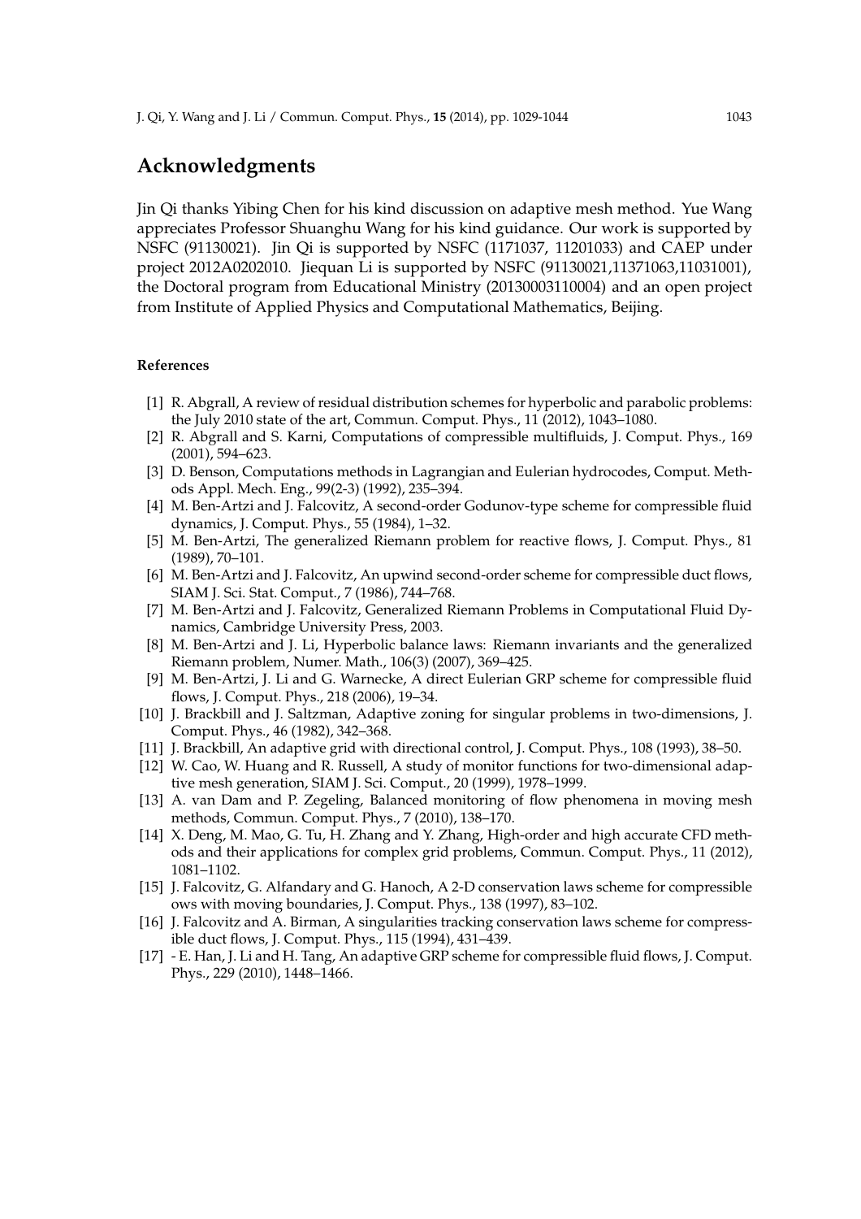## Acknowledgments

Jin Qi thanks Yibing Chen for his kind discussion on adaptive mesh method. Yue Wang appreciates Professor Shuanghu Wang for his kind guidance. Our work is supported by NSFC (91130021). Jin Qi is supported by NSFC (1171037, 11201033) and CAEP under project 2012A0202010. Jiequan Li is supported by NSFC (91130021,11371063,11031001), the Doctoral program from Educational Ministry (20130003110004) and an open project from Institute of Applied Physics and Computational Mathematics, Beijing.

#### References

[1] R. Abgrall, A review of residual distribution schemes for hyperbolic and parabolic problems: the July 2010 state of the art, Commun. Comput. Phys., 11 (2012), 1043–1080.

[2] R. Abgrall and S. Karni, Computations of compressible multifluids, J. Comput. Phys., 169 (2001), 594–623.

[3] D. Benson, Computations methods in Lagrangian and Eulerian hydrocodes, Comput. Methods Appl. Mech. Eng., 99(2-3) (1992), 235–394.

[4] M. Ben-Artzi and J. Falcovitz, A second-order Godunov-type scheme for compressible fluid dynamics, J. Comput. Phys., 55 (1984), 1–32.

[5] M. Ben-Artzi, The generalized Riemann problem for reactive flows, J. Comput. Phys., 81 (1989), 70–101.

[6] M. Ben-Artzi and J. Falcovitz, An upwind second-order scheme for compressible duct flows, SIAM J. Sci. Stat. Comput., 7 (1986), 744–768.

[7] M. Ben-Artzi and J. Falcovitz, Generalized Riemann Problems in Computational Fluid Dynamics, Cambridge University Press, 2003.

[8] M. Ben-Artzi and J. Li, Hyperbolic balance laws: Riemann invariants and the generalized Riemann problem, Numer. Math., 106(3) (2007), 369–425.

[9] M. Ben-Artzi, J. Li and G. Warnecke, A direct Eulerian GRP scheme for compressible fluid flows, J. Comput. Phys., 218 (2006), 19–34.

[10] J. Brackbill and J. Saltzman, Adaptive zoning for singular problems in two-dimensions, J. Comput. Phys., 46 (1982), 342–368.

[11] J. Brackbill, An adaptive grid with directional control, J. Comput. Phys., 108 (1993), 38–50.

[12] W. Cao, W. Huang and R. Russell, A study of monitor functions for two-dimensional adaptive mesh generation, SIAM J. Sci. Comput., 20 (1999), 1978–1999.

[13] A. van Dam and P. Zegeling, Balanced monitoring of flow phenomena in moving mesh methods, Commun. Comput. Phys., 7 (2010), 138–170.

[14] X. Deng, M. Mao, G. Tu, H. Zhang and Y. Zhang, High-order and high accurate CFD methods and their applications for complex grid problems, Commun. Comput. Phys., 11 (2012), 1081–1102.

[15] J. Falcovitz, G. Alfandary and G. Hanoch, A 2-D conservation laws scheme for compressible ows with moving boundaries, J. Comput. Phys., 138 (1997), 83–102.

[16] J. Falcovitz and A. Birman, A singularities tracking conservation laws scheme for compressible duct flows, J. Comput. Phys., 115 (1994), 431–439.

[17] - E. Han, J. Li and H. Tang, An adaptive GRP scheme for compressible fluid flows, J. Comput. Phys., 229 (2010), 1448–1466.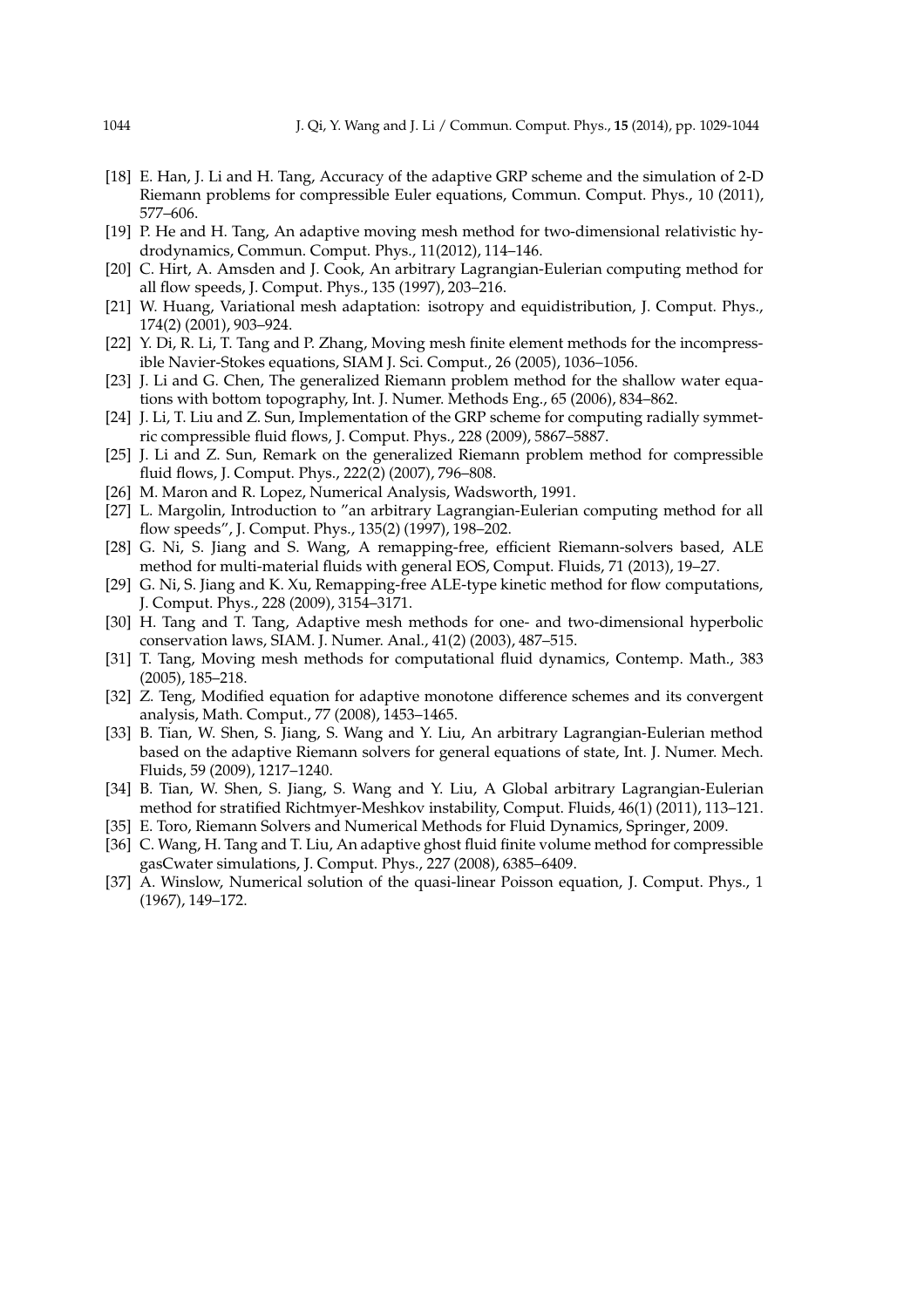[18] E. Han, J. Li and H. Tang, Accuracy of the adaptive GRP scheme and the simulation of 2-D Riemann problems for compressible Euler equations, Commun. Comput. Phys., 10 (2011), 577–606.

[19] P. He and H. Tang, An adaptive moving mesh method for two-dimensional relativistic hydrodynamics, Commun. Comput. Phys., 11(2012), 114–146.

[20] C. Hirt, A. Amsden and J. Cook, An arbitrary Lagrangian-Eulerian computing method for all flow speeds, J. Comput. Phys., 135 (1997), 203–216.

[21] W. Huang, Variational mesh adaptation: isotropy and equidistribution, J. Comput. Phys., 174(2) (2001), 903–924.

[22] Y. Di, R. Li, T. Tang and P. Zhang, Moving mesh finite element methods for the incompressible Navier-Stokes equations, SIAM J. Sci. Comput., 26 (2005), 1036–1056.

[23] J. Li and G. Chen, The generalized Riemann problem method for the shallow water equations with bottom topography, Int. J. Numer. Methods Eng., 65 (2006), 834–862.

[24] J. Li, T. Liu and Z. Sun, Implementation of the GRP scheme for computing radially symmetric compressible fluid flows, J. Comput. Phys., 228 (2009), 5867–5887.

[25] J. Li and Z. Sun, Remark on the generalized Riemann problem method for compressible fluid flows, J. Comput. Phys., 222(2) (2007), 796–808.

[26] M. Maron and R. Lopez, Numerical Analysis, Wadsworth, 1991.

[27] L. Margolin, Introduction to "an arbitrary Lagrangian-Eulerian computing method for all flow speeds", J. Comput. Phys., 135(2) (1997), 198–202.

[28] G. Ni, S. Jiang and S. Wang, A remapping-free, efficient Riemann-solvers based, ALE method for multi-material fluids with general EOS, Comput. Fluids, 71 (2013), 19–27.

[29] G. Ni, S. Jiang and K. Xu, Remapping-free ALE-type kinetic method for flow computations, J. Comput. Phys., 228 (2009), 3154–3171.

[30] H. Tang and T. Tang, Adaptive mesh methods for one- and two-dimensional hyperbolic conservation laws, SIAM. J. Numer. Anal., 41(2) (2003), 487–515.

[31] T. Tang, Moving mesh methods for computational fluid dynamics, Contemp. Math., 383 (2005), 185–218.

[32] Z. Teng, Modified equation for adaptive monotone difference schemes and its convergent analysis, Math. Comput., 77 (2008), 1453–1465.

[33] B. Tian, W. Shen, S. Jiang, S. Wang and Y. Liu, An arbitrary Lagrangian-Eulerian method based on the adaptive Riemann solvers for general equations of state, Int. J. Numer. Mech. Fluids, 59 (2009), 1217–1240.

[34] B. Tian, W. Shen, S. Jiang, S. Wang and Y. Liu, A Global arbitrary Lagrangian-Eulerian method for stratified Richtmyer-Meshkov instability, Comput. Fluids, 46(1) (2011), 113–121.

[35] E. Toro, Riemann Solvers and Numerical Methods for Fluid Dynamics, Springer, 2009.

[36] C. Wang, H. Tang and T. Liu, An adaptive ghost fluid finite volume method for compressible gasCwater simulations, J. Comput. Phys., 227 (2008), 6385–6409.

[37] A. Winslow, Numerical solution of the quasi-linear Poisson equation, J. Comput. Phys., 1 (1967), 149–172.